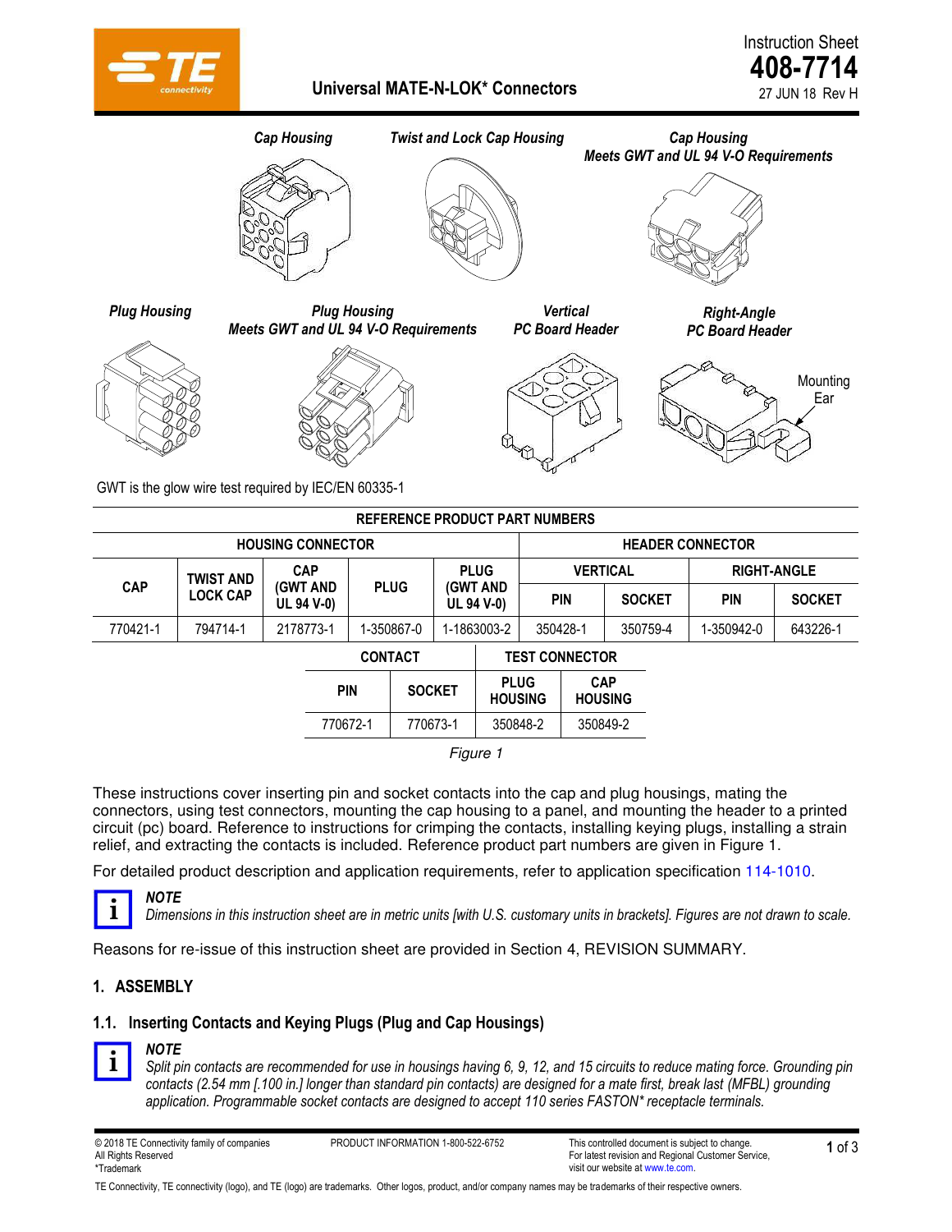Instruction Sheet
**408-7714**
27 JUN 18 Rev H

# Universal MATE-N-LOK* Connectors

*Cap Housing* *Twist and Lock Cap Housing* *Cap Housing Meets GWT and UL 94 V-O Requirements*

*Plug Housing* *Plug Housing Meets GWT and UL 94 V-O Requirements* *Vertical PC Board Header* *Right-Angle PC Board Header*

Mounting Ear

GWT is the glow wire test required by IEC/EN 60335-1

**REFERENCE PRODUCT PART NUMBERS**

| HOUSING CONNECTOR | | | | | HEADER CONNECTOR | | | |
|---|---|---|---|---|---|---|---|---|
| CAP | TWIST AND LOCK CAP | CAP (GWT AND UL 94 V-0) | PLUG | PLUG (GWT AND UL 94 V-0) | VERTICAL | | RIGHT-ANGLE | |
| | | | | | PIN | SOCKET | PIN | SOCKET |
| 770421-1 | 794714-1 | 2178773-1 | 1-350867-0 | 1-1863003-2 | 350428-1 | 350759-4 | 1-350942-0 | 643226-1 |

| CONTACT | | TEST CONNECTOR | |
|---|---|---|---|
| PIN | SOCKET | PLUG HOUSING | CAP HOUSING |
| 770672-1 | 770673-1 | 350848-2 | 350849-2 |

*Figure 1*

These instructions cover inserting pin and socket contacts into the cap and plug housings, mating the connectors, using test connectors, mounting the cap housing to a panel, and mounting the header to a printed circuit (pc) board. Reference to instructions for crimping the contacts, installing keying plugs, installing a strain relief, and extracting the contacts is included. Reference product part numbers are given in Figure 1.

For detailed product description and application requirements, refer to application specification 114-1010.

> ***NOTE***
> *Dimensions in this instruction sheet are in metric units [with U.S. customary units in brackets]. Figures are not drawn to scale.*

Reasons for re-issue of this instruction sheet are provided in Section 4, REVISION SUMMARY.

## 1. ASSEMBLY

### 1.1. Inserting Contacts and Keying Plugs (Plug and Cap Housings)

> ***NOTE***
> *Split pin contacts are recommended for use in housings having 6, 9, 12, and 15 circuits to reduce mating force. Grounding pin contacts (2.54 mm [.100 in.] longer than standard pin contacts) are designed for a mate first, break last (MFBL) grounding application. Programmable socket contacts are designed to accept 110 series FASTON* receptacle terminals.*

© 2018 TE Connectivity family of companies
All Rights Reserved
*Trademark

PRODUCT INFORMATION 1-800-522-6752

This controlled document is subject to change. For latest revision and Regional Customer Service, visit our website at www.te.com.

TE Connectivity, TE connectivity (logo), and TE (logo) are trademarks. Other logos, product, and/or company names may be trademarks of their respective owners.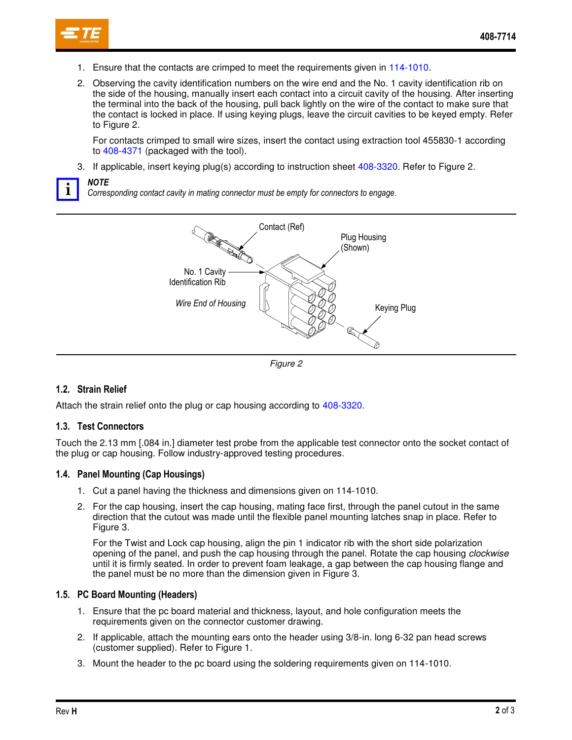1. Ensure that the contacts are crimped to meet the requirements given in 114-1010.
2. Observing the cavity identification numbers on the wire end and the No. 1 cavity identification rib on the side of the housing, manually insert each contact into a circuit cavity of the housing. After inserting the terminal into the back of the housing, pull back lightly on the wire of the contact to make sure that the contact is locked in place. If using keying plugs, leave the circuit cavities to be keyed empty. Refer to Figure 2.

   For contacts crimped to small wire sizes, insert the contact using extraction tool 455830-1 according to 408-4371 (packaged with the tool).
3. If applicable, insert keying plug(s) according to instruction sheet 408-3320. Refer to Figure 2.

***NOTE***
*Corresponding contact cavity in mating connector must be empty for connectors to engage.*

Contact (Ref)

Plug Housing (Shown)

No. 1 Cavity Identification Rib

*Wire End of Housing*

Keying Plug

*Figure 2*

### 1.2. Strain Relief

Attach the strain relief onto the plug or cap housing according to 408-3320.

### 1.3. Test Connectors

Touch the 2.13 mm [.084 in.] diameter test probe from the applicable test connector onto the socket contact of the plug or cap housing. Follow industry-approved testing procedures.

### 1.4. Panel Mounting (Cap Housings)

1. Cut a panel having the thickness and dimensions given on 114-1010.
2. For the cap housing, insert the cap housing, mating face first, through the panel cutout in the same direction that the cutout was made until the flexible panel mounting latches snap in place. Refer to Figure 3.

   For the Twist and Lock cap housing, align the pin 1 indicator rib with the short side polarization opening of the panel, and push the cap housing through the panel. Rotate the cap housing *clockwise* until it is firmly seated. In order to prevent foam leakage, a gap between the cap housing flange and the panel must be no more than the dimension given in Figure 3.

### 1.5. PC Board Mounting (Headers)

1. Ensure that the pc board material and thickness, layout, and hole configuration meets the requirements given on the connector customer drawing.
2. If applicable, attach the mounting ears onto the header using 3/8-in. long 6-32 pan head screws (customer supplied). Refer to Figure 1.
3. Mount the header to the pc board using the soldering requirements given on 114-1010.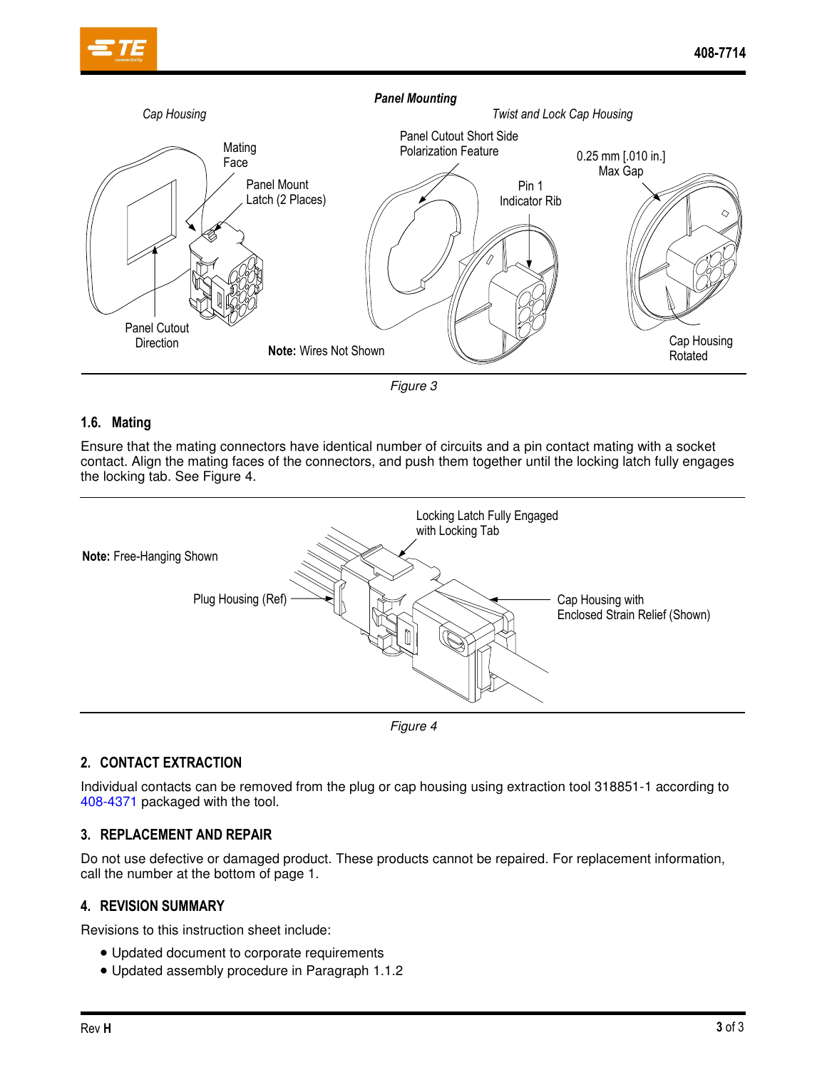*Panel Mounting*

*Cap Housing*

Mating Face

Panel Mount Latch (2 Places)

Panel Cutout Direction

*Twist and Lock Cap Housing*

Panel Cutout Short Side Polarization Feature

Pin 1 Indicator Rib

0.25 mm [.010 in.] Max Gap

Cap Housing Rotated

**Note:** Wires Not Shown

*Figure 3*

### 1.6. Mating

Ensure that the mating connectors have identical number of circuits and a pin contact mating with a socket contact. Align the mating faces of the connectors, and push them together until the locking latch fully engages the locking tab. See Figure 4.

**Note:** Free-Hanging Shown

Locking Latch Fully Engaged with Locking Tab

Plug Housing (Ref)

Cap Housing with Enclosed Strain Relief (Shown)

*Figure 4*

## 2. CONTACT EXTRACTION

Individual contacts can be removed from the plug or cap housing using extraction tool 318851-1 according to 408-4371 packaged with the tool.

## 3. REPLACEMENT AND REPAIR

Do not use defective or damaged product. These products cannot be repaired. For replacement information, call the number at the bottom of page 1.

## 4. REVISION SUMMARY

Revisions to this instruction sheet include:

- Updated document to corporate requirements
- Updated assembly procedure in Paragraph 1.1.2